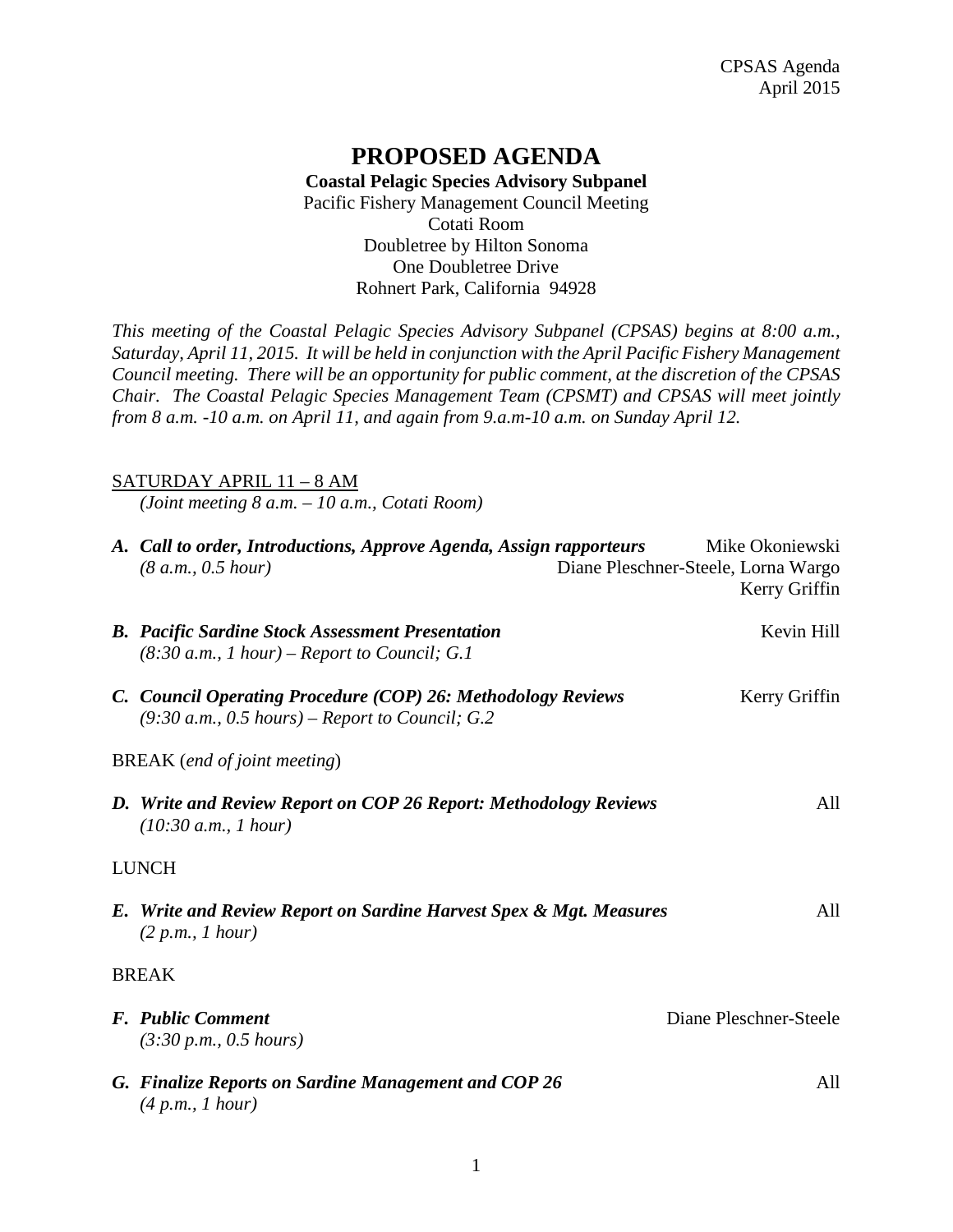CPSAS Agenda
April 2015

# PROPOSED AGENDA

**Coastal Pelagic Species Advisory Subpanel**
Pacific Fishery Management Council Meeting
Cotati Room
Doubletree by Hilton Sonoma
One Doubletree Drive
Rohnert Park, California 94928

*This meeting of the Coastal Pelagic Species Advisory Subpanel (CPSAS) begins at 8:00 a.m., Saturday, April 11, 2015. It will be held in conjunction with the April Pacific Fishery Management Council meeting. There will be an opportunity for public comment, at the discretion of the CPSAS Chair. The Coastal Pelagic Species Management Team (CPSMT) and CPSAS will meet jointly from 8 a.m. -10 a.m. on April 11, and again from 9.a.m-10 a.m. on Sunday April 12.*

SATURDAY APRIL 11 – 8 AM
*(Joint meeting 8 a.m. – 10 a.m., Cotati Room)*

***A. Call to order, Introductions, Approve Agenda, Assign rapporteurs*** — Mike Okoniewski, Diane Pleschner-Steele, Lorna Wargo, Kerry Griffin
*(8 a.m., 0.5 hour)*

***B. Pacific Sardine Stock Assessment Presentation*** — Kevin Hill
*(8:30 a.m., 1 hour) – Report to Council; G.1*

***C. Council Operating Procedure (COP) 26: Methodology Reviews*** — Kerry Griffin
*(9:30 a.m., 0.5 hours) – Report to Council; G.2*

BREAK (*end of joint meeting*)

***D. Write and Review Report on COP 26 Report: Methodology Reviews*** — All
*(10:30 a.m., 1 hour)*

LUNCH

***E. Write and Review Report on Sardine Harvest Spex & Mgt. Measures*** — All
*(2 p.m., 1 hour)*

BREAK

***F. Public Comment*** — Diane Pleschner-Steele
*(3:30 p.m., 0.5 hours)*

***G. Finalize Reports on Sardine Management and COP 26*** — All
*(4 p.m., 1 hour)*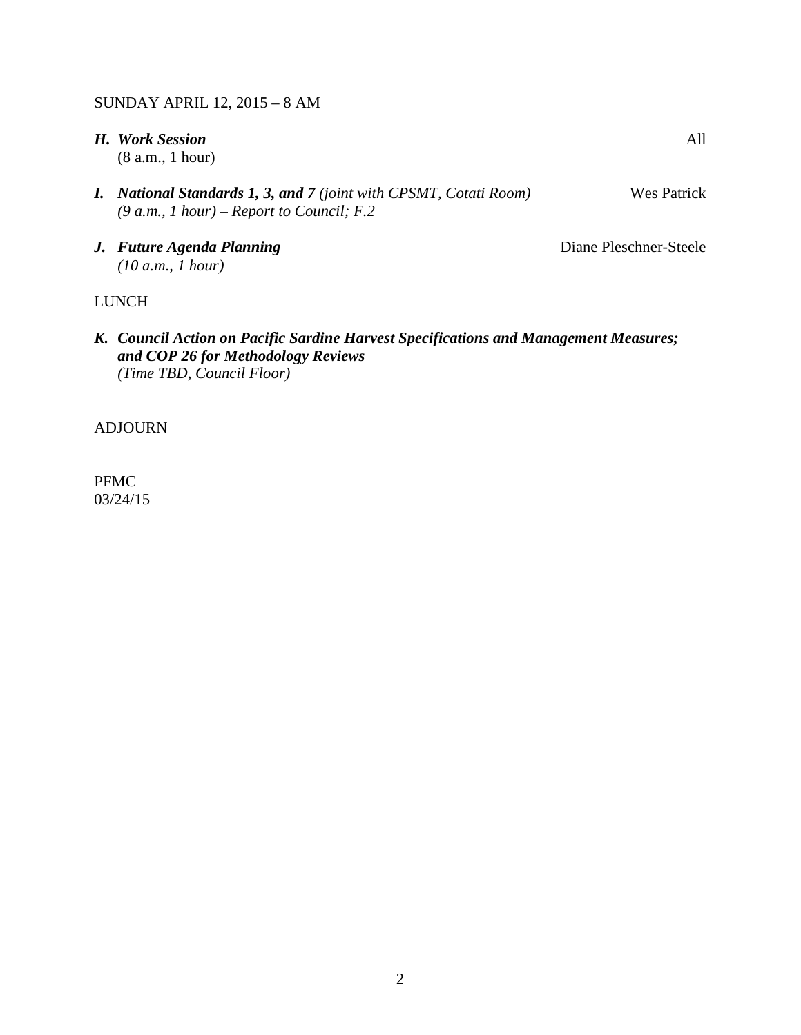SUNDAY APRIL 12, 2015 – 8 AM

***H. Work Session*** All
(8 a.m., 1 hour)

***I. National Standards 1, 3, and 7*** *(joint with CPSMT, Cotati Room)* Wes Patrick
*(9 a.m., 1 hour) – Report to Council; F.2*

***J. Future Agenda Planning*** Diane Pleschner-Steele
*(10 a.m., 1 hour)*

LUNCH

***K. Council Action on Pacific Sardine Harvest Specifications and Management Measures; and COP 26 for Methodology Reviews***
*(Time TBD, Council Floor)*

ADJOURN

PFMC
03/24/15